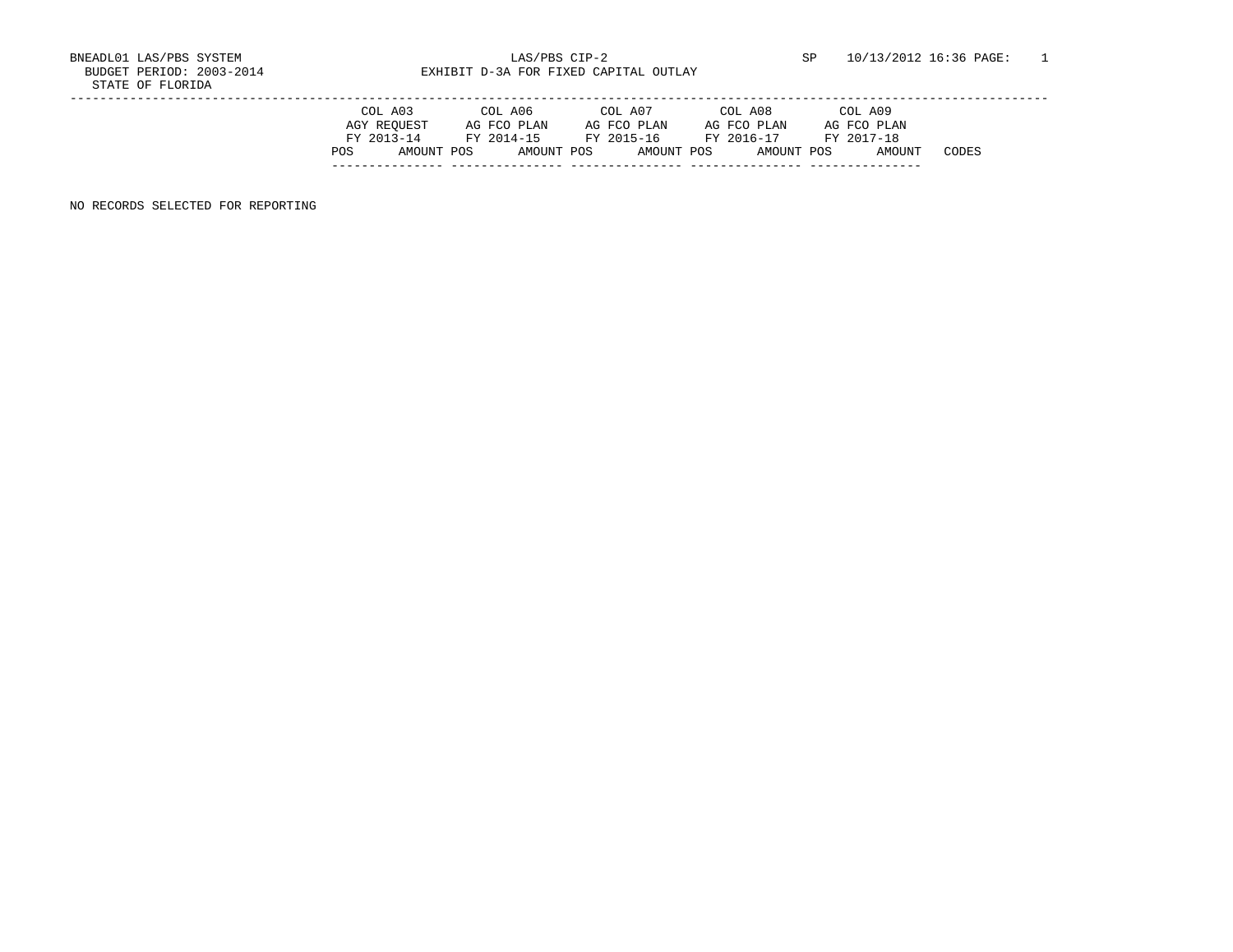BNEADL01 LAS/PBS SYSTEM
BUDGET PERIOD: 2003-2014
STATE OF FLORIDA

LAS/PBS CIP-2
EXHIBIT D-3A FOR FIXED CAPITAL OUTLAY

SP 10/13/2012 16:36 PAGE: 1

| COL A03 | | COL A06 | | COL A07 | | COL A08 | | COL A09 | | |
|---|---|---|---|---|---|---|---|---|---|---|
| AGY REQUEST | | AG FCO PLAN | | AG FCO PLAN | | AG FCO PLAN | | AG FCO PLAN | | |
| FY 2013-14 | | FY 2014-15 | | FY 2015-16 | | FY 2016-17 | | FY 2017-18 | | |
| POS | AMOUNT | POS | AMOUNT | POS | AMOUNT | POS | AMOUNT | POS | AMOUNT | CODES |

NO RECORDS SELECTED FOR REPORTING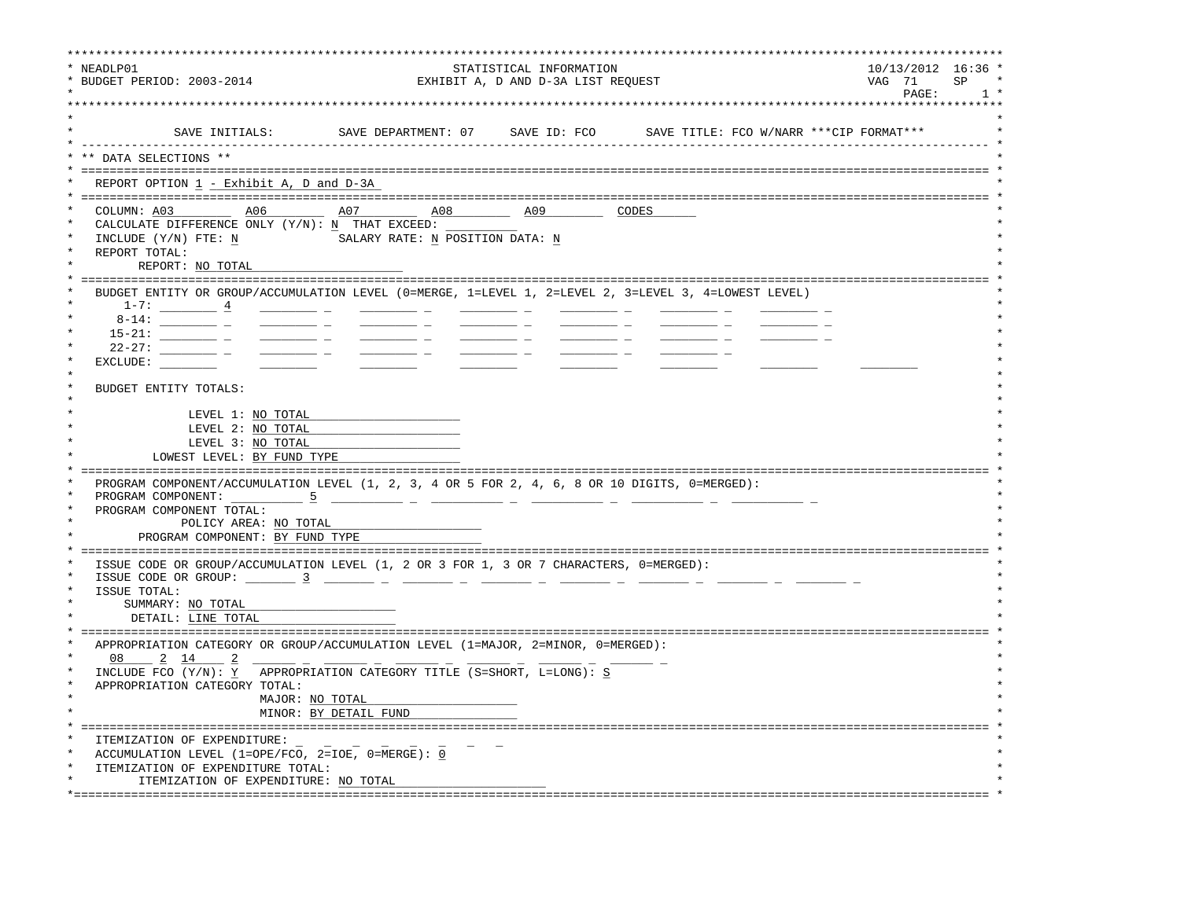```
NEADLP01                                STATISTICAL INFORMATION                          10/13/2012  16:36
BUDGET PERIOD: 2003-2014           EXHIBIT A, D AND D-3A LIST REQUEST                    VAG  71     SP
                                                                                         PAGE:      1
```

SAVE INITIALS:     SAVE DEPARTMENT: 07     SAVE ID: FCO     SAVE TITLE: FCO W/NARR ***CIP FORMAT***

## ** DATA SELECTIONS **

REPORT OPTION 1 - Exhibit A, D and D-3A

COLUMN: A03   A06   A07   A08   A09   CODES
CALCULATE DIFFERENCE ONLY (Y/N): N  THAT EXCEED:
INCLUDE (Y/N) FTE: N     SALARY RATE: N POSITION DATA: N
REPORT TOTAL:
REPORT: NO TOTAL

BUDGET ENTITY OR GROUP/ACCUMULATION LEVEL (0=MERGE, 1=LEVEL 1, 2=LEVEL 2, 3=LEVEL 3, 4=LOWEST LEVEL)
1-7: ________ 4   ________ _   ________ _   ________ _   ________ _   ________ _   ________ _
8-14: ________ _   ________ _   ________ _   ________ _   ________ _   ________ _   ________ _
15-21: ________ _   ________ _   ________ _   ________ _   ________ _   ________ _   ________ _
22-27: ________ _   ________ _   ________ _   ________ _   ________ _   ________ _
EXCLUDE: ________   ________   ________   ________   ________   ________   ________   ________

BUDGET ENTITY TOTALS:

LEVEL 1: NO TOTAL
LEVEL 2: NO TOTAL
LEVEL 3: NO TOTAL
LOWEST LEVEL: BY FUND TYPE

PROGRAM COMPONENT/ACCUMULATION LEVEL (1, 2, 3, 4 OR 5 FOR 2, 4, 6, 8 OR 10 DIGITS, 0=MERGED):
PROGRAM COMPONENT: __________ 5   __________ _   __________ _   __________ _   __________ _   __________ _
PROGRAM COMPONENT TOTAL:
POLICY AREA: NO TOTAL
PROGRAM COMPONENT: BY FUND TYPE

ISSUE CODE OR GROUP/ACCUMULATION LEVEL (1, 2 OR 3 FOR 1, 3 OR 7 CHARACTERS, 0=MERGED):
ISSUE CODE OR GROUP: _______ 3   _______ _   _______ _   _______ _   _______ _   _______ _   _______ _   _______ _
ISSUE TOTAL:
SUMMARY: NO TOTAL
DETAIL: LINE TOTAL

APPROPRIATION CATEGORY OR GROUP/ACCUMULATION LEVEL (1=MAJOR, 2=MINOR, 0=MERGED):
08 2  14 2  ______ _   ______ _   ______ _   ______ _   ______ _   ______ _
INCLUDE FCO (Y/N): Y   APPROPRIATION CATEGORY TITLE (S=SHORT, L=LONG): S
APPROPRIATION CATEGORY TOTAL:
MAJOR: NO TOTAL
MINOR: BY DETAIL FUND

ITEMIZATION OF EXPENDITURE: _ _ _ _ _ _ _ _
ACCUMULATION LEVEL (1=OPE/FCO, 2=IOE, 0=MERGE): 0
ITEMIZATION OF EXPENDITURE TOTAL:
ITEMIZATION OF EXPENDITURE: NO TOTAL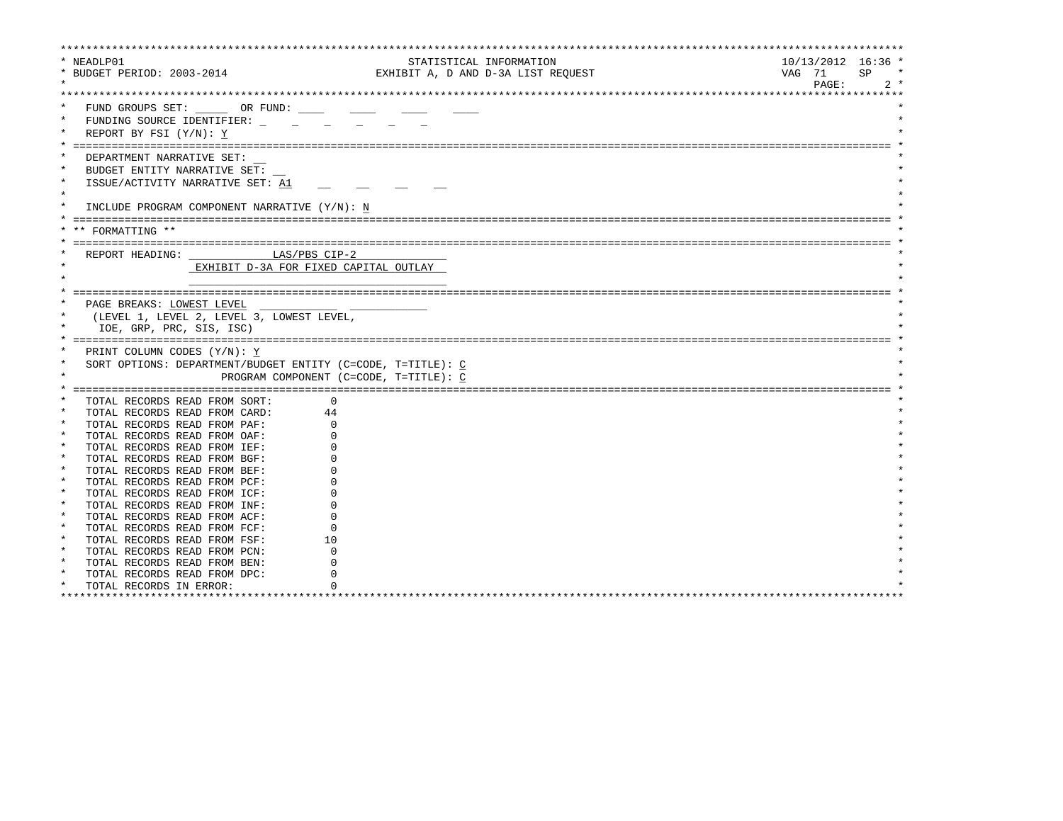```
*****************************************************************************************************************************
* NEADLP01                                          STATISTICAL INFORMATION                                 10/13/2012  16:36 *
* BUDGET PERIOD: 2003-2014                     EXHIBIT A, D AND D-3A LIST REQUEST                           VAG  71     SP    *
*                                                                                                                PAGE:      2 *
*****************************************************************************************************************************
*   FUND GROUPS SET: _____  OR FUND: ____    ____    ____    ____                                                            *
*   FUNDING SOURCE IDENTIFIER: _    _    _    _    _    _                                                                    *
*   REPORT BY FSI (Y/N): Y                                                                                                   *
* ========================================================================================================================= *
*   DEPARTMENT NARRATIVE SET: __                                                                                             *
*   BUDGET ENTITY NARRATIVE SET: __                                                                                          *
*   ISSUE/ACTIVITY NARRATIVE SET: A1    __    __    __    __                                                                 *
*                                                                                                                            *
*   INCLUDE PROGRAM COMPONENT NARRATIVE (Y/N): N                                                                             *
* ========================================================================================================================= *
* ** FORMATTING **                                                                                                           *
* ========================================================================================================================= *
*   REPORT HEADING: ____________LAS/PBS CIP-2____________                                                                    *
*                   EXHIBIT D-3A FOR FIXED CAPITAL OUTLAY                                                                    *
*                   _____________________________________                                                                    *
* ========================================================================================================================= *
*   PAGE BREAKS: LOWEST LEVEL  ____________ ____________                                                                     *
*    (LEVEL 1, LEVEL 2, LEVEL 3, LOWEST LEVEL,                                                                               *
*     IOE, GRP, PRC, SIS, ISC)                                                                                               *
* ========================================================================================================================= *
*   PRINT COLUMN CODES (Y/N): Y                                                                                              *
*   SORT OPTIONS: DEPARTMENT/BUDGET ENTITY (C=CODE, T=TITLE): C                                                              *
*                     PROGRAM COMPONENT (C=CODE, T=TITLE): C                                                                 *
* ========================================================================================================================= *
*   TOTAL RECORDS READ FROM SORT:         0                                                                                  *
*   TOTAL RECORDS READ FROM CARD:        44                                                                                  *
*   TOTAL RECORDS READ FROM PAF:          0                                                                                  *
*   TOTAL RECORDS READ FROM OAF:          0                                                                                  *
*   TOTAL RECORDS READ FROM IEF:          0                                                                                  *
*   TOTAL RECORDS READ FROM BGF:          0                                                                                  *
*   TOTAL RECORDS READ FROM BEF:          0                                                                                  *
*   TOTAL RECORDS READ FROM PCF:          0                                                                                  *
*   TOTAL RECORDS READ FROM ICF:          0                                                                                  *
*   TOTAL RECORDS READ FROM INF:          0                                                                                  *
*   TOTAL RECORDS READ FROM ACF:          0                                                                                  *
*   TOTAL RECORDS READ FROM FCF:          0                                                                                  *
*   TOTAL RECORDS READ FROM FSF:         10                                                                                  *
*   TOTAL RECORDS READ FROM PCN:          0                                                                                  *
*   TOTAL RECORDS READ FROM BEN:          0                                                                                  *
*   TOTAL RECORDS READ FROM DPC:          0                                                                                  *
*   TOTAL RECORDS IN ERROR:               0                                                                                  *
*****************************************************************************************************************************
```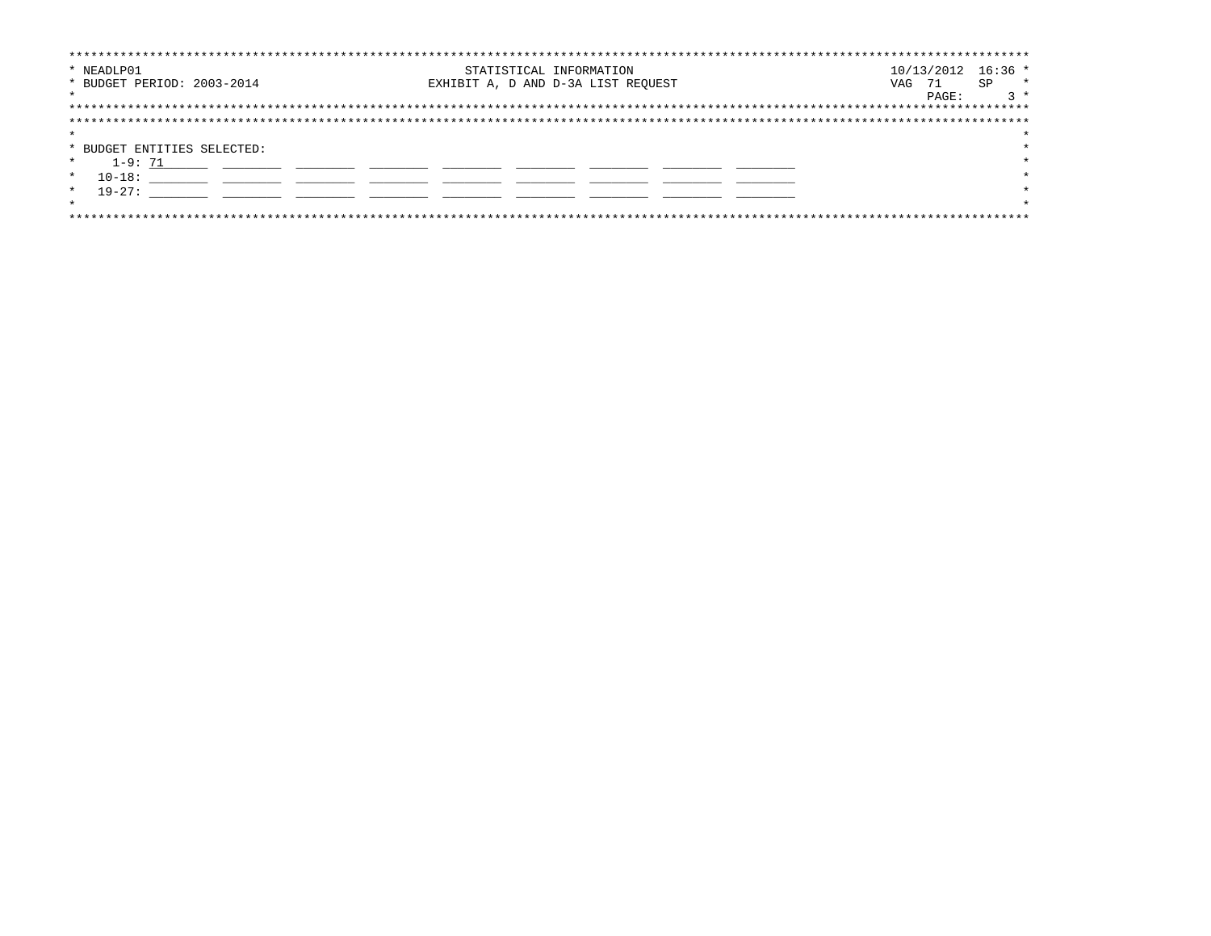```
*************************************************************************************************************************************
* NEADLP01                                           STATISTICAL INFORMATION                                          10/13/2012  16:36 *
* BUDGET PERIOD: 2003-2014                        EXHIBIT A, D AND D-3A LIST REQUEST                                  VAG  71     SP    *
*                                                                                                                          PAGE:      3 *
*************************************************************************************************************************************
*************************************************************************************************************************************
*                                                                                                                                   *
* BUDGET ENTITIES SELECTED:                                                                                                         *
*     1-9: 71______  ________  ________  ________  ________  ________  ________  ________  ________                                  *
*   10-18: ________  ________  ________  ________  ________  ________  ________  ________  ________                                  *
*   19-27: ________  ________  ________  ________  ________  ________  ________  ________  ________                                  *
*                                                                                                                                   *
*************************************************************************************************************************************
```